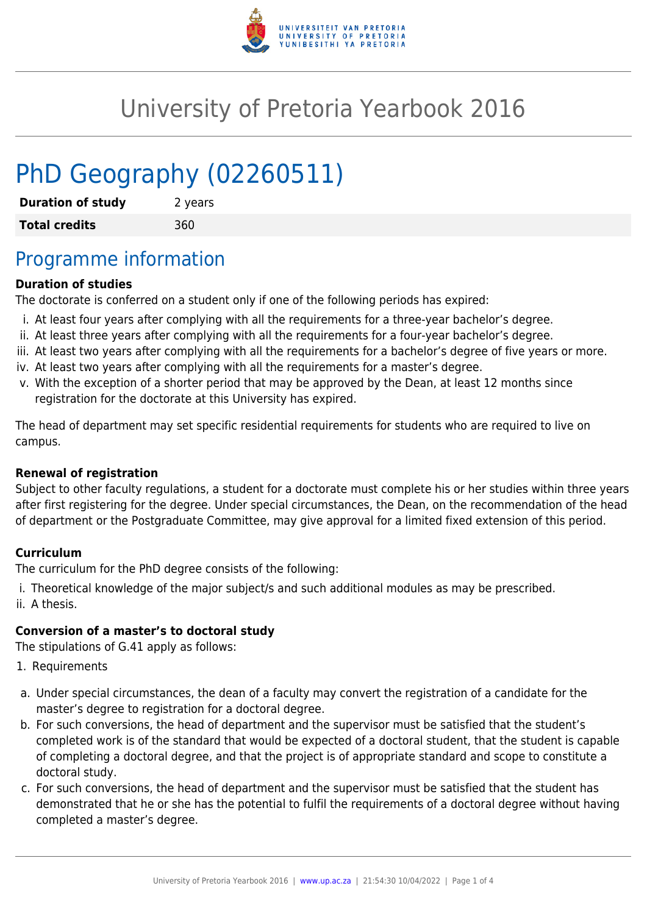# University of Pretoria Yearbook 2016

## PhD Geography (02260511)

| **Duration of study** | 2 years |
| --- | --- |
| **Total credits** | 360 |

## Programme information

**Duration of studies**

The doctorate is conferred on a student only if one of the following periods has expired:

i. At least four years after complying with all the requirements for a three-year bachelor's degree.
ii. At least three years after complying with all the requirements for a four-year bachelor's degree.
iii. At least two years after complying with all the requirements for a bachelor's degree of five years or more.
iv. At least two years after complying with all the requirements for a master's degree.
v. With the exception of a shorter period that may be approved by the Dean, at least 12 months since registration for the doctorate at this University has expired.

The head of department may set specific residential requirements for students who are required to live on campus.

**Renewal of registration**

Subject to other faculty regulations, a student for a doctorate must complete his or her studies within three years after first registering for the degree. Under special circumstances, the Dean, on the recommendation of the head of department or the Postgraduate Committee, may give approval for a limited fixed extension of this period.

**Curriculum**

The curriculum for the PhD degree consists of the following:

i. Theoretical knowledge of the major subject/s and such additional modules as may be prescribed.
ii. A thesis.

**Conversion of a master's to doctoral study**

The stipulations of G.41 apply as follows:

1. Requirements

a. Under special circumstances, the dean of a faculty may convert the registration of a candidate for the master's degree to registration for a doctoral degree.
b. For such conversions, the head of department and the supervisor must be satisfied that the student's completed work is of the standard that would be expected of a doctoral student, that the student is capable of completing a doctoral degree, and that the project is of appropriate standard and scope to constitute a doctoral study.
c. For such conversions, the head of department and the supervisor must be satisfied that the student has demonstrated that he or she has the potential to fulfil the requirements of a doctoral degree without having completed a master's degree.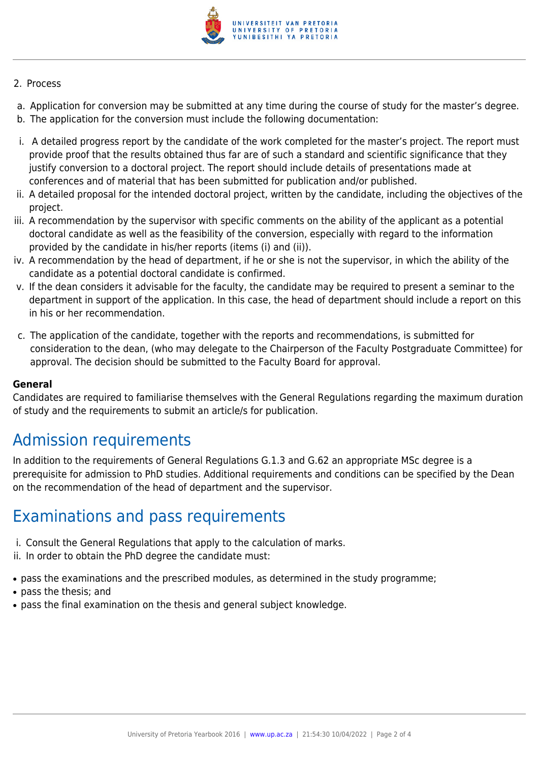2. Process

a. Application for conversion may be submitted at any time during the course of study for the master's degree.
b. The application for the conversion must include the following documentation:

i. A detailed progress report by the candidate of the work completed for the master's project. The report must provide proof that the results obtained thus far are of such a standard and scientific significance that they justify conversion to a doctoral project. The report should include details of presentations made at conferences and of material that has been submitted for publication and/or published.
ii. A detailed proposal for the intended doctoral project, written by the candidate, including the objectives of the project.
iii. A recommendation by the supervisor with specific comments on the ability of the applicant as a potential doctoral candidate as well as the feasibility of the conversion, especially with regard to the information provided by the candidate in his/her reports (items (i) and (ii)).
iv. A recommendation by the head of department, if he or she is not the supervisor, in which the ability of the candidate as a potential doctoral candidate is confirmed.
v. If the dean considers it advisable for the faculty, the candidate may be required to present a seminar to the department in support of the application. In this case, the head of department should include a report on this in his or her recommendation.

c. The application of the candidate, together with the reports and recommendations, is submitted for consideration to the dean, (who may delegate to the Chairperson of the Faculty Postgraduate Committee) for approval. The decision should be submitted to the Faculty Board for approval.

**General**
Candidates are required to familiarise themselves with the General Regulations regarding the maximum duration of study and the requirements to submit an article/s for publication.

# Admission requirements

In addition to the requirements of General Regulations G.1.3 and G.62 an appropriate MSc degree is a prerequisite for admission to PhD studies. Additional requirements and conditions can be specified by the Dean on the recommendation of the head of department and the supervisor.

# Examinations and pass requirements

i. Consult the General Regulations that apply to the calculation of marks.
ii. In order to obtain the PhD degree the candidate must:

- pass the examinations and the prescribed modules, as determined in the study programme;
- pass the thesis; and
- pass the final examination on the thesis and general subject knowledge.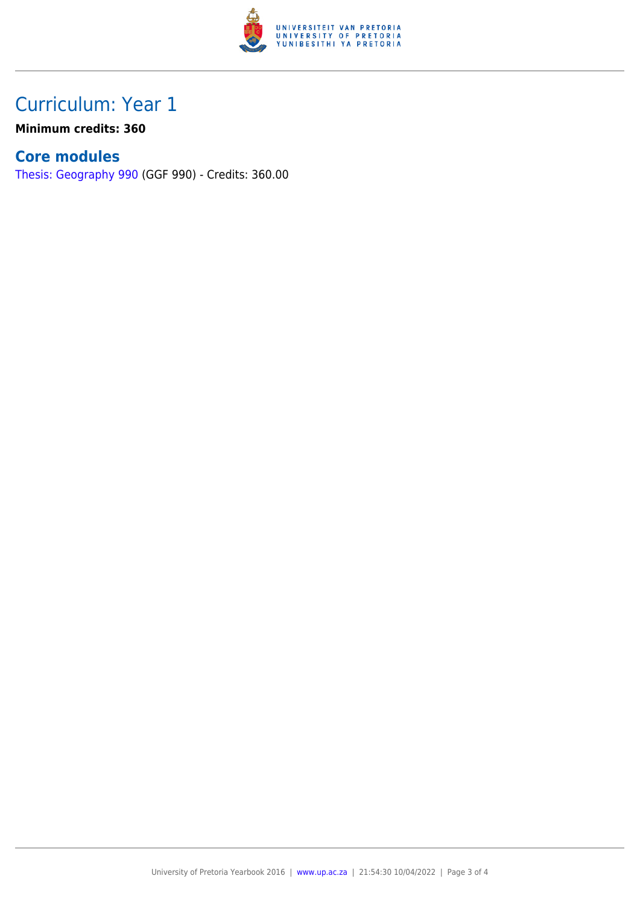# Curriculum: Year 1

**Minimum credits: 360**

## Core modules

Thesis: Geography 990 (GGF 990) - Credits: 360.00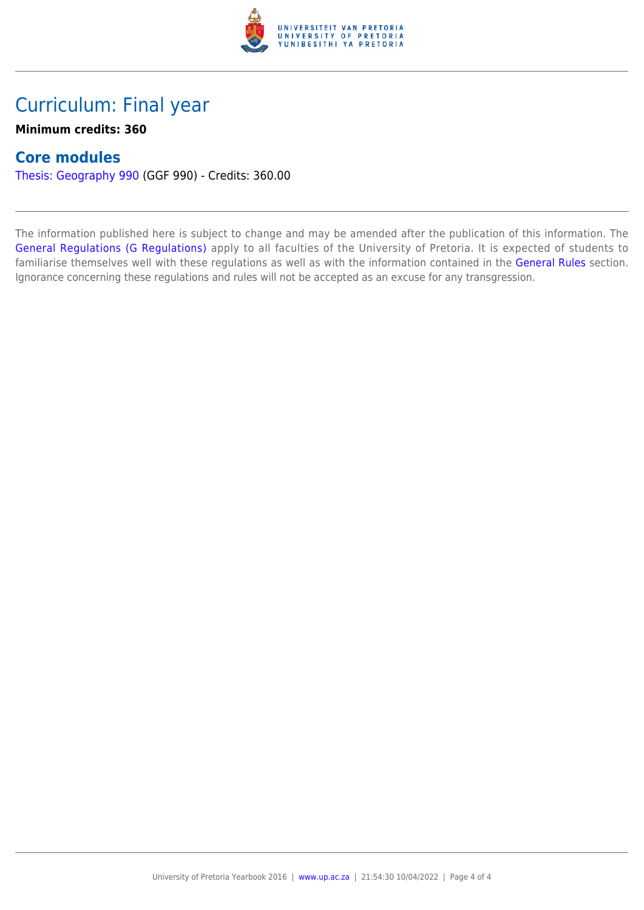## Curriculum: Final year

**Minimum credits: 360**

### Core modules

Thesis: Geography 990 (GGF 990) - Credits: 360.00

The information published here is subject to change and may be amended after the publication of this information. The General Regulations (G Regulations) apply to all faculties of the University of Pretoria. It is expected of students to familiarise themselves well with these regulations as well as with the information contained in the General Rules section. Ignorance concerning these regulations and rules will not be accepted as an excuse for any transgression.